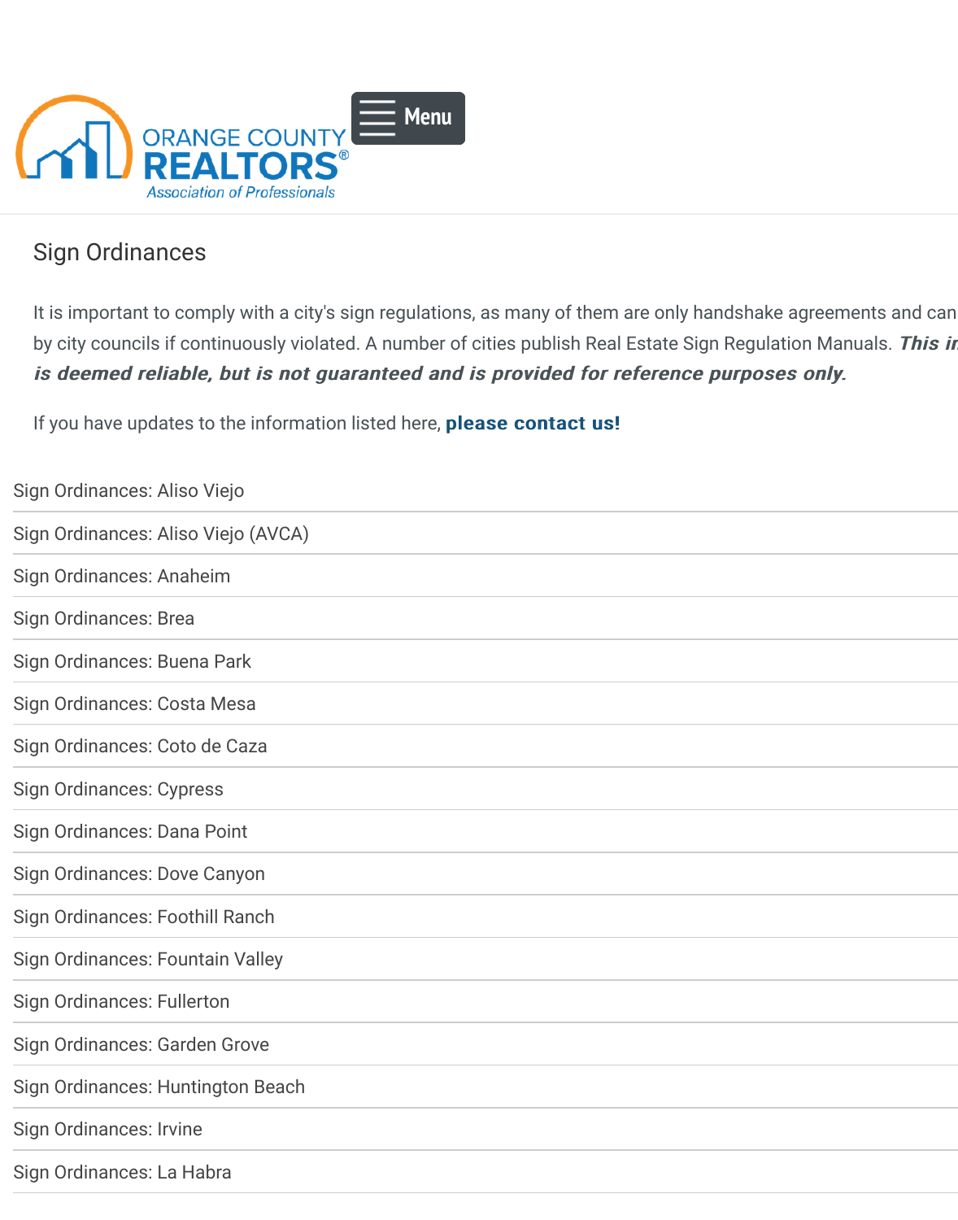ORANGE COUNTY REALTORS®
Association of Professionals

Menu

# Sign Ordinances

It is important to comply with a city's sign regulations, as many of them are only handshake agreements and can by city councils if continuously violated. A number of cities publish Real Estate Sign Regulation Manuals. ***This in is deemed reliable, but is not guaranteed and is provided for reference purposes only.***

If you have updates to the information listed here, **please contact us!**

- Sign Ordinances: Aliso Viejo
- Sign Ordinances: Aliso Viejo (AVCA)
- Sign Ordinances: Anaheim
- Sign Ordinances: Brea
- Sign Ordinances: Buena Park
- Sign Ordinances: Costa Mesa
- Sign Ordinances: Coto de Caza
- Sign Ordinances: Cypress
- Sign Ordinances: Dana Point
- Sign Ordinances: Dove Canyon
- Sign Ordinances: Foothill Ranch
- Sign Ordinances: Fountain Valley
- Sign Ordinances: Fullerton
- Sign Ordinances: Garden Grove
- Sign Ordinances: Huntington Beach
- Sign Ordinances: Irvine
- Sign Ordinances: La Habra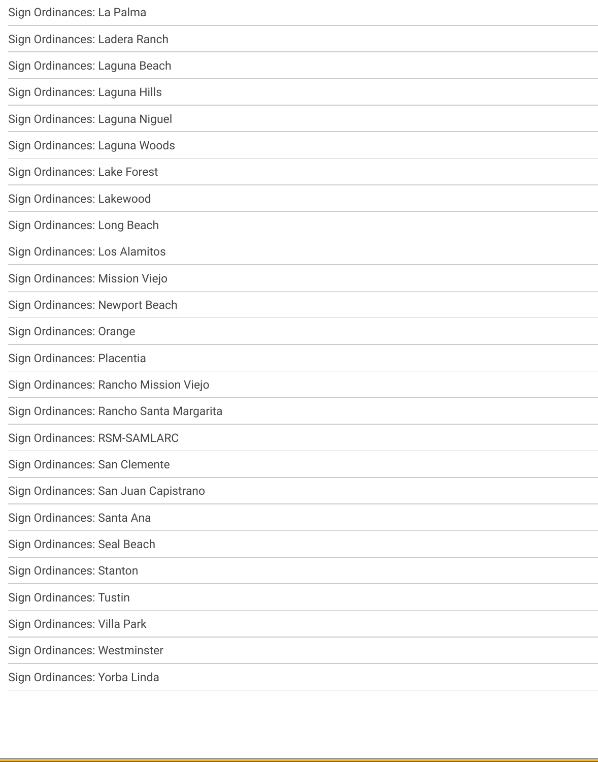Sign Ordinances: La Palma

Sign Ordinances: Ladera Ranch

Sign Ordinances: Laguna Beach

Sign Ordinances: Laguna Hills

Sign Ordinances: Laguna Niguel

Sign Ordinances: Laguna Woods

Sign Ordinances: Lake Forest

Sign Ordinances: Lakewood

Sign Ordinances: Long Beach

Sign Ordinances: Los Alamitos

Sign Ordinances: Mission Viejo

Sign Ordinances: Newport Beach

Sign Ordinances: Orange

Sign Ordinances: Placentia

Sign Ordinances: Rancho Mission Viejo

Sign Ordinances: Rancho Santa Margarita

Sign Ordinances: RSM-SAMLARC

Sign Ordinances: San Clemente

Sign Ordinances: San Juan Capistrano

Sign Ordinances: Santa Ana

Sign Ordinances: Seal Beach

Sign Ordinances: Stanton

Sign Ordinances: Tustin

Sign Ordinances: Villa Park

Sign Ordinances: Westminster

Sign Ordinances: Yorba Linda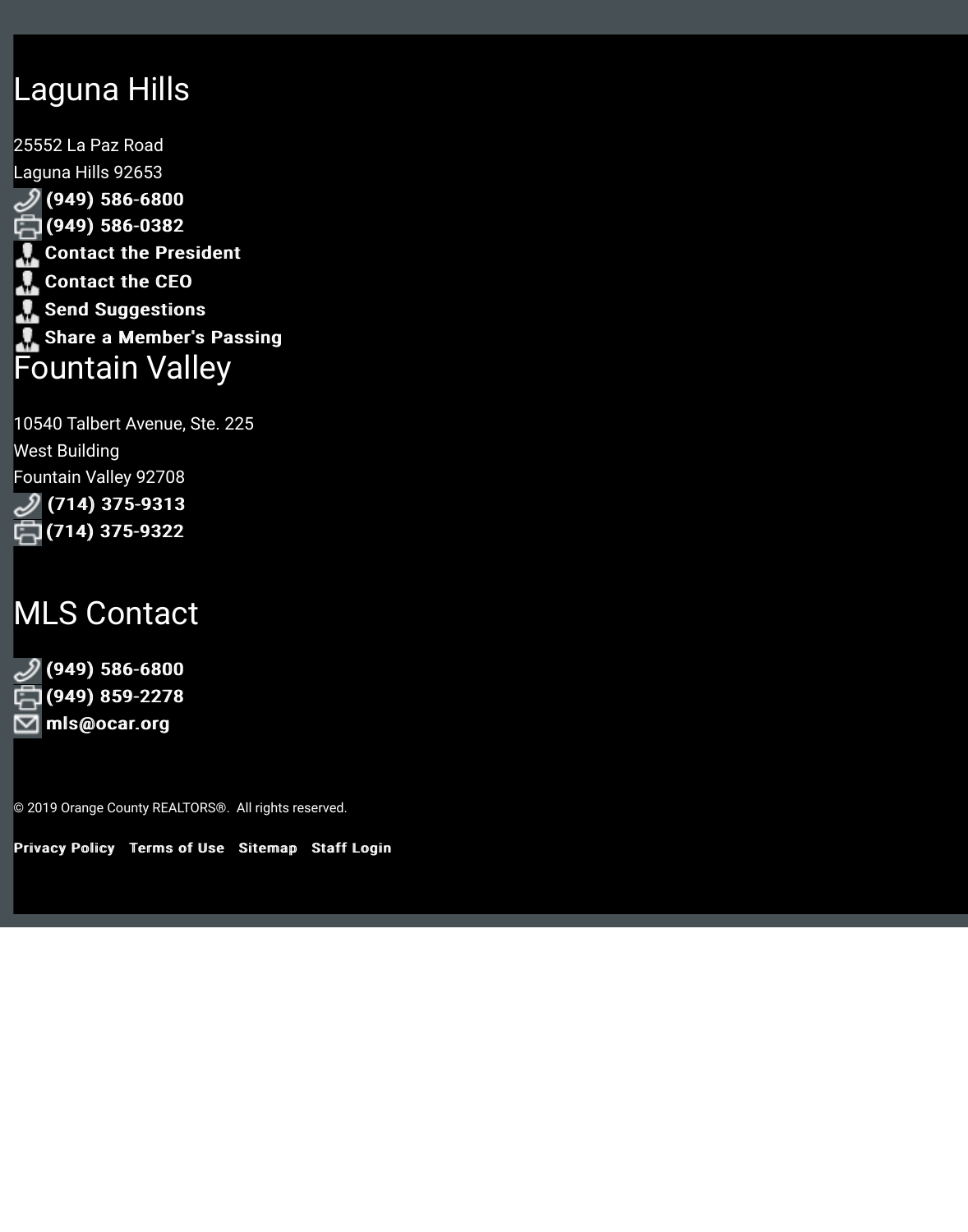## Laguna Hills

25552 La Paz Road
Laguna Hills 92653

**(949) 586-6800**
**(949) 586-0382**
**Contact the President**
**Contact the CEO**
**Send Suggestions**
**Share a Member's Passing**

## Fountain Valley

10540 Talbert Avenue, Ste. 225
West Building
Fountain Valley 92708

**(714) 375-9313**
**(714) 375-9322**

## MLS Contact

**(949) 586-6800**
**(949) 859-2278**
**mls@ocar.org**

© 2019 Orange County REALTORS®. All rights reserved.

**Privacy Policy** **Terms of Use** **Sitemap** **Staff Login**